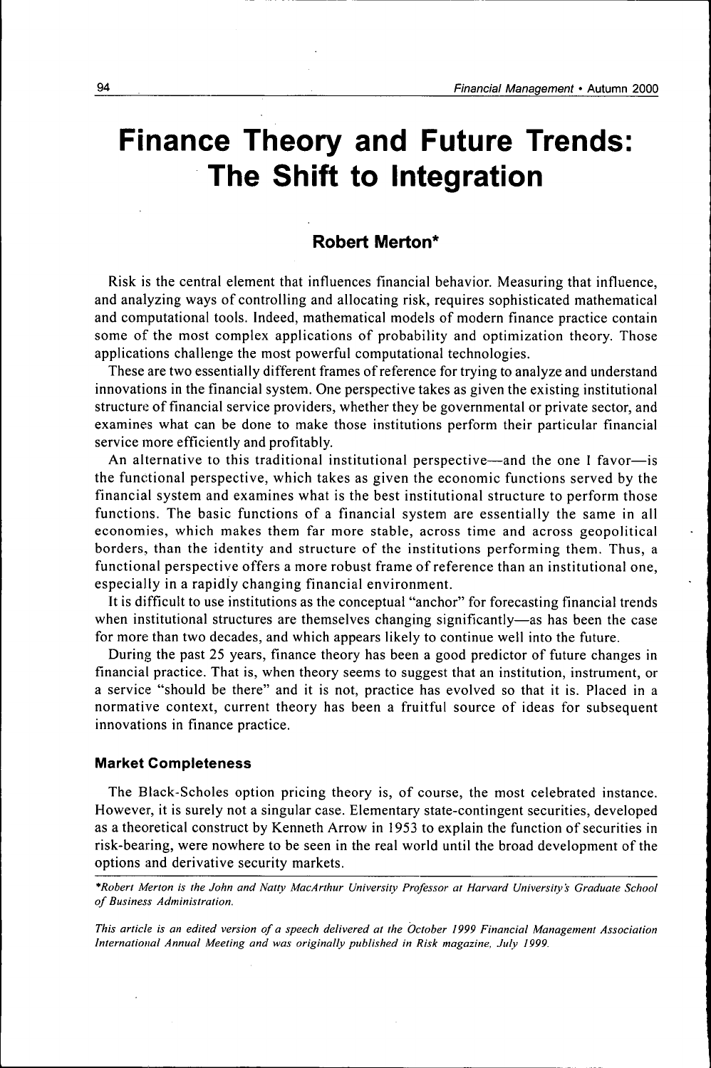# Finance Theory and Future Trends: The Shift to Integration

## Robert Merton*

Risk is the central element that influences financial behavior. Measuring that influence, and analyzing ways of controlling and allocating risk, requires sophisticated mathematical and computational tools. Indeed, mathematical models of modern finance practice contain some of the most complex applications of probability and optimization theory. Those applications challenge the most powerful computational technologies.

These are two essentially different frames of reference for trying to analyze and understand innovations in the financial system. One perspective takes as given the existing institutional structure of financial service providers, whether they be governmental or private sector, and examines what can be done to make those institutions perform their particular financial service more efficiently and profitably.

An alternative to this traditional institutional perspective—and the one I favor—is the functional perspective, which takes as given the economic functions served by the financial system and examines what is the best institutional structure to perform those functions. The basic functions of a financial system are essentially the same in all economies, which makes them far more stable, across time and across geopolitical borders, than the identity and structure of the institutions performing them. Thus, a functional perspective offers a more robust frame of reference than an institutional one, especially in a rapidly changing financial environment.

It is difficult to use institutions as the conceptual "anchor" for forecasting financial trends when institutional structures are themselves changing significantly—as has been the case for more than two decades, and which appears likely to continue well into the future.

During the past 25 years, finance theory has been a good predictor of future changes in financial practice. That is, when theory seems to suggest that an institution, instrument, or a service "should be there" and it is not, practice has evolved so that it is. Placed in a normative context, current theory has been a fruitful source of ideas for subsequent innovations in finance practice.

### Market Completeness

The Black-Scholes option pricing theory is, of course, the most celebrated instance. However, it is surely not a singular case. Elementary state-contingent securities, developed as a theoretical construct by Kenneth Arrow in 1953 to explain the function of securities in risk-bearing, were nowhere to be seen in the real world until the broad development of the options and derivative security markets.

---

*\*Robert Merton is the John and Natty MacArthur University Professor at Harvard University's Graduate School of Business Administration.*

*This article is an edited version of a speech delivered at the October 1999 Financial Management Association International Annual Meeting and was originally published in Risk magazine, July 1999.*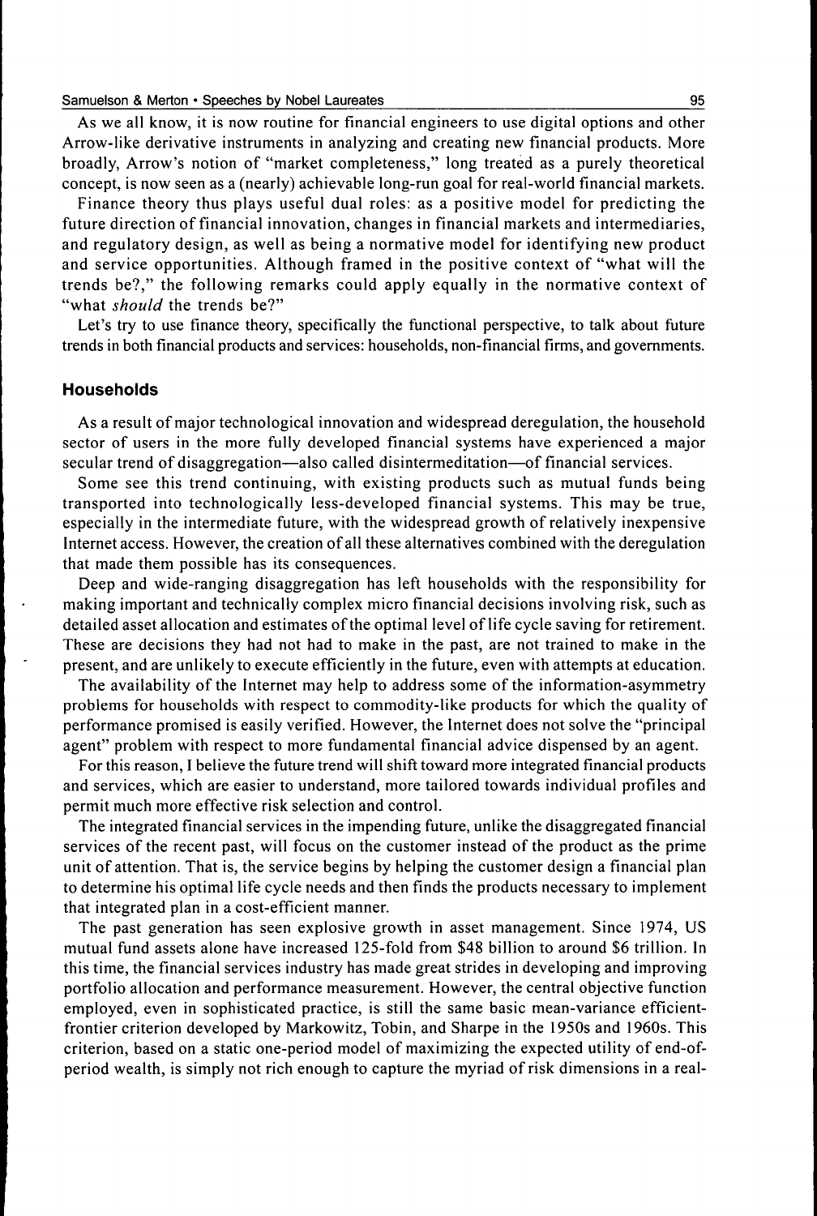As we all know, it is now routine for financial engineers to use digital options and other Arrow-like derivative instruments in analyzing and creating new financial products. More broadly, Arrow's notion of "market completeness," long treated as a purely theoretical concept, is now seen as a (nearly) achievable long-run goal for real-world financial markets.

Finance theory thus plays useful dual roles: as a positive model for predicting the future direction of financial innovation, changes in financial markets and intermediaries, and regulatory design, as well as being a normative model for identifying new product and service opportunities. Although framed in the positive context of "what will the trends be?," the following remarks could apply equally in the normative context of "what *should* the trends be?"

Let's try to use finance theory, specifically the functional perspective, to talk about future trends in both financial products and services: households, non-financial firms, and governments.

### Households

As a result of major technological innovation and widespread deregulation, the household sector of users in the more fully developed financial systems have experienced a major secular trend of disaggregation—also called disintermeditation—of financial services.

Some see this trend continuing, with existing products such as mutual funds being transported into technologically less-developed financial systems. This may be true, especially in the intermediate future, with the widespread growth of relatively inexpensive Internet access. However, the creation of all these alternatives combined with the deregulation that made them possible has its consequences.

Deep and wide-ranging disaggregation has left households with the responsibility for making important and technically complex micro financial decisions involving risk, such as detailed asset allocation and estimates of the optimal level of life cycle saving for retirement. These are decisions they had not had to make in the past, are not trained to make in the present, and are unlikely to execute efficiently in the future, even with attempts at education.

The availability of the Internet may help to address some of the information-asymmetry problems for households with respect to commodity-like products for which the quality of performance promised is easily verified. However, the Internet does not solve the "principal agent" problem with respect to more fundamental financial advice dispensed by an agent.

For this reason, I believe the future trend will shift toward more integrated financial products and services, which are easier to understand, more tailored towards individual profiles and permit much more effective risk selection and control.

The integrated financial services in the impending future, unlike the disaggregated financial services of the recent past, will focus on the customer instead of the product as the prime unit of attention. That is, the service begins by helping the customer design a financial plan to determine his optimal life cycle needs and then finds the products necessary to implement that integrated plan in a cost-efficient manner.

The past generation has seen explosive growth in asset management. Since 1974, US mutual fund assets alone have increased 125-fold from $48 billion to around $6 trillion. In this time, the financial services industry has made great strides in developing and improving portfolio allocation and performance measurement. However, the central objective function employed, even in sophisticated practice, is still the same basic mean-variance efficient-frontier criterion developed by Markowitz, Tobin, and Sharpe in the 1950s and 1960s. This criterion, based on a static one-period model of maximizing the expected utility of end-of-period wealth, is simply not rich enough to capture the myriad of risk dimensions in a real-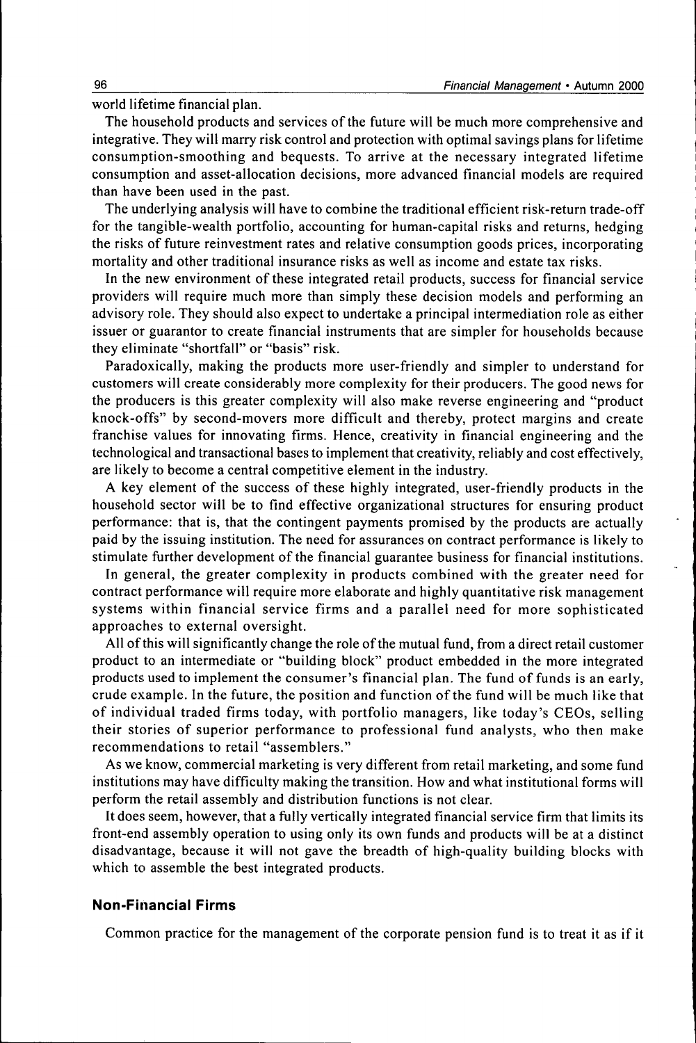world lifetime financial plan.

The household products and services of the future will be much more comprehensive and integrative. They will marry risk control and protection with optimal savings plans for lifetime consumption-smoothing and bequests. To arrive at the necessary integrated lifetime consumption and asset-allocation decisions, more advanced financial models are required than have been used in the past.

The underlying analysis will have to combine the traditional efficient risk-return trade-off for the tangible-wealth portfolio, accounting for human-capital risks and returns, hedging the risks of future reinvestment rates and relative consumption goods prices, incorporating mortality and other traditional insurance risks as well as income and estate tax risks.

In the new environment of these integrated retail products, success for financial service providers will require much more than simply these decision models and performing an advisory role. They should also expect to undertake a principal intermediation role as either issuer or guarantor to create financial instruments that are simpler for households because they eliminate "shortfall" or "basis" risk.

Paradoxically, making the products more user-friendly and simpler to understand for customers will create considerably more complexity for their producers. The good news for the producers is this greater complexity will also make reverse engineering and "product knock-offs" by second-movers more difficult and thereby, protect margins and create franchise values for innovating firms. Hence, creativity in financial engineering and the technological and transactional bases to implement that creativity, reliably and cost effectively, are likely to become a central competitive element in the industry.

A key element of the success of these highly integrated, user-friendly products in the household sector will be to find effective organizational structures for ensuring product performance: that is, that the contingent payments promised by the products are actually paid by the issuing institution. The need for assurances on contract performance is likely to stimulate further development of the financial guarantee business for financial institutions.

In general, the greater complexity in products combined with the greater need for contract performance will require more elaborate and highly quantitative risk management systems within financial service firms and a parallel need for more sophisticated approaches to external oversight.

All of this will significantly change the role of the mutual fund, from a direct retail customer product to an intermediate or "building block" product embedded in the more integrated products used to implement the consumer's financial plan. The fund of funds is an early, crude example. In the future, the position and function of the fund will be much like that of individual traded firms today, with portfolio managers, like today's CEOs, selling their stories of superior performance to professional fund analysts, who then make recommendations to retail "assemblers."

As we know, commercial marketing is very different from retail marketing, and some fund institutions may have difficulty making the transition. How and what institutional forms will perform the retail assembly and distribution functions is not clear.

It does seem, however, that a fully vertically integrated financial service firm that limits its front-end assembly operation to using only its own funds and products will be at a distinct disadvantage, because it will not gave the breadth of high-quality building blocks with which to assemble the best integrated products.

### Non-Financial Firms

Common practice for the management of the corporate pension fund is to treat it as if it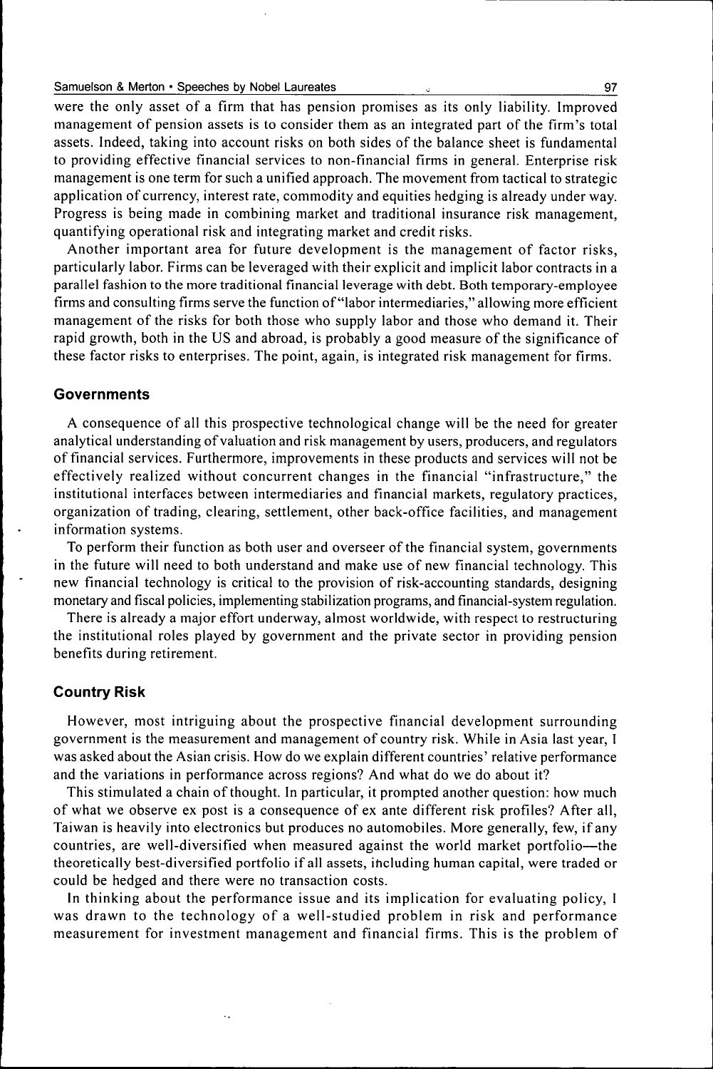were the only asset of a firm that has pension promises as its only liability. Improved management of pension assets is to consider them as an integrated part of the firm's total assets. Indeed, taking into account risks on both sides of the balance sheet is fundamental to providing effective financial services to non-financial firms in general. Enterprise risk management is one term for such a unified approach. The movement from tactical to strategic application of currency, interest rate, commodity and equities hedging is already under way. Progress is being made in combining market and traditional insurance risk management, quantifying operational risk and integrating market and credit risks.

Another important area for future development is the management of factor risks, particularly labor. Firms can be leveraged with their explicit and implicit labor contracts in a parallel fashion to the more traditional financial leverage with debt. Both temporary-employee firms and consulting firms serve the function of "labor intermediaries," allowing more efficient management of the risks for both those who supply labor and those who demand it. Their rapid growth, both in the US and abroad, is probably a good measure of the significance of these factor risks to enterprises. The point, again, is integrated risk management for firms.

### Governments

A consequence of all this prospective technological change will be the need for greater analytical understanding of valuation and risk management by users, producers, and regulators of financial services. Furthermore, improvements in these products and services will not be effectively realized without concurrent changes in the financial "infrastructure," the institutional interfaces between intermediaries and financial markets, regulatory practices, organization of trading, clearing, settlement, other back-office facilities, and management information systems.

To perform their function as both user and overseer of the financial system, governments in the future will need to both understand and make use of new financial technology. This new financial technology is critical to the provision of risk-accounting standards, designing monetary and fiscal policies, implementing stabilization programs, and financial-system regulation.

There is already a major effort underway, almost worldwide, with respect to restructuring the institutional roles played by government and the private sector in providing pension benefits during retirement.

### Country Risk

However, most intriguing about the prospective financial development surrounding government is the measurement and management of country risk. While in Asia last year, I was asked about the Asian crisis. How do we explain different countries' relative performance and the variations in performance across regions? And what do we do about it?

This stimulated a chain of thought. In particular, it prompted another question: how much of what we observe ex post is a consequence of ex ante different risk profiles? After all, Taiwan is heavily into electronics but produces no automobiles. More generally, few, if any countries, are well-diversified when measured against the world market portfolio—the theoretically best-diversified portfolio if all assets, including human capital, were traded or could be hedged and there were no transaction costs.

In thinking about the performance issue and its implication for evaluating policy, I was drawn to the technology of a well-studied problem in risk and performance measurement for investment management and financial firms. This is the problem of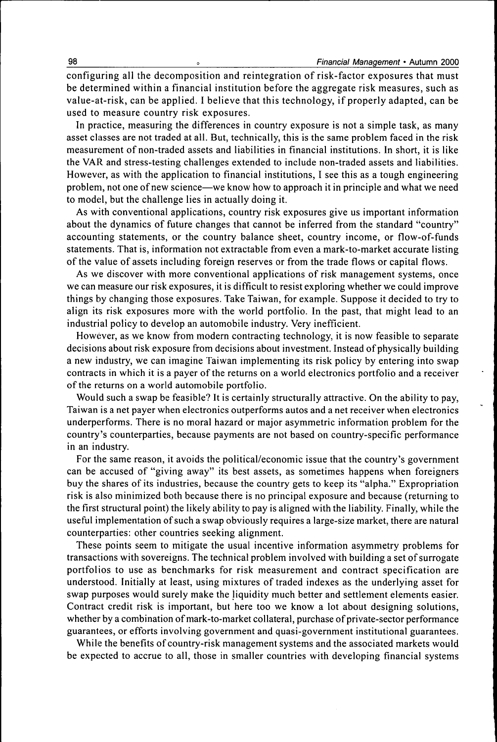configuring all the decomposition and reintegration of risk-factor exposures that must be determined within a financial institution before the aggregate risk measures, such as value-at-risk, can be applied. I believe that this technology, if properly adapted, can be used to measure country risk exposures.

In practice, measuring the differences in country exposure is not a simple task, as many asset classes are not traded at all. But, technically, this is the same problem faced in the risk measurement of non-traded assets and liabilities in financial institutions. In short, it is like the VAR and stress-testing challenges extended to include non-traded assets and liabilities. However, as with the application to financial institutions, I see this as a tough engineering problem, not one of new science—we know how to approach it in principle and what we need to model, but the challenge lies in actually doing it.

As with conventional applications, country risk exposures give us important information about the dynamics of future changes that cannot be inferred from the standard "country" accounting statements, or the country balance sheet, country income, or flow-of-funds statements. That is, information not extractable from even a mark-to-market accurate listing of the value of assets including foreign reserves or from the trade flows or capital flows.

As we discover with more conventional applications of risk management systems, once we can measure our risk exposures, it is difficult to resist exploring whether we could improve things by changing those exposures. Take Taiwan, for example. Suppose it decided to try to align its risk exposures more with the world portfolio. In the past, that might lead to an industrial policy to develop an automobile industry. Very inefficient.

However, as we know from modern contracting technology, it is now feasible to separate decisions about risk exposure from decisions about investment. Instead of physically building a new industry, we can imagine Taiwan implementing its risk policy by entering into swap contracts in which it is a payer of the returns on a world electronics portfolio and a receiver of the returns on a world automobile portfolio.

Would such a swap be feasible? It is certainly structurally attractive. On the ability to pay, Taiwan is a net payer when electronics outperforms autos and a net receiver when electronics underperforms. There is no moral hazard or major asymmetric information problem for the country's counterparties, because payments are not based on country-specific performance in an industry.

For the same reason, it avoids the political/economic issue that the country's government can be accused of "giving away" its best assets, as sometimes happens when foreigners buy the shares of its industries, because the country gets to keep its "alpha." Expropriation risk is also minimized both because there is no principal exposure and because (returning to the first structural point) the likely ability to pay is aligned with the liability. Finally, while the useful implementation of such a swap obviously requires a large-size market, there are natural counterparties: other countries seeking alignment.

These points seem to mitigate the usual incentive information asymmetry problems for transactions with sovereigns. The technical problem involved with building a set of surrogate portfolios to use as benchmarks for risk measurement and contract specification are understood. Initially at least, using mixtures of traded indexes as the underlying asset for swap purposes would surely make the liquidity much better and settlement elements easier. Contract credit risk is important, but here too we know a lot about designing solutions, whether by a combination of mark-to-market collateral, purchase of private-sector performance guarantees, or efforts involving government and quasi-government institutional guarantees.

While the benefits of country-risk management systems and the associated markets would be expected to accrue to all, those in smaller countries with developing financial systems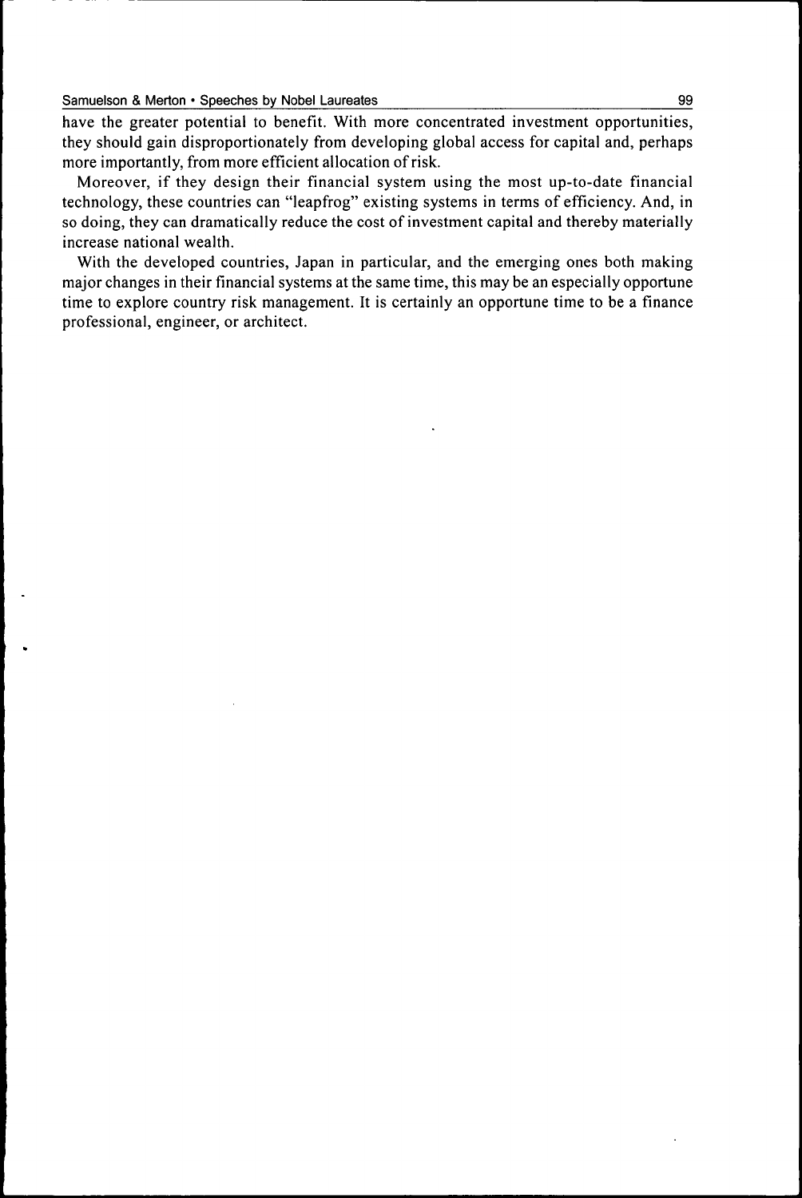have the greater potential to benefit. With more concentrated investment opportunities, they should gain disproportionately from developing global access for capital and, perhaps more importantly, from more efficient allocation of risk.

Moreover, if they design their financial system using the most up-to-date financial technology, these countries can "leapfrog" existing systems in terms of efficiency. And, in so doing, they can dramatically reduce the cost of investment capital and thereby materially increase national wealth.

With the developed countries, Japan in particular, and the emerging ones both making major changes in their financial systems at the same time, this may be an especially opportune time to explore country risk management. It is certainly an opportune time to be a finance professional, engineer, or architect.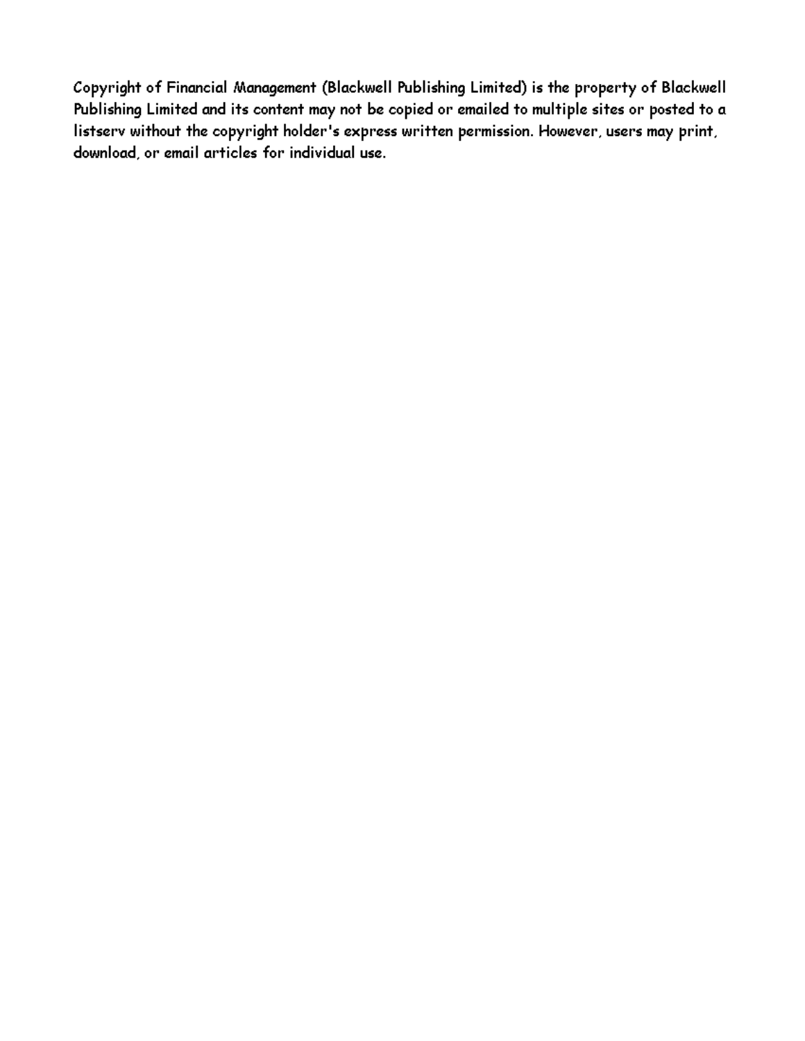Copyright of Financial Management (Blackwell Publishing Limited) is the property of Blackwell Publishing Limited and its content may not be copied or emailed to multiple sites or posted to a listserv without the copyright holder's express written permission. However, users may print, download, or email articles for individual use.